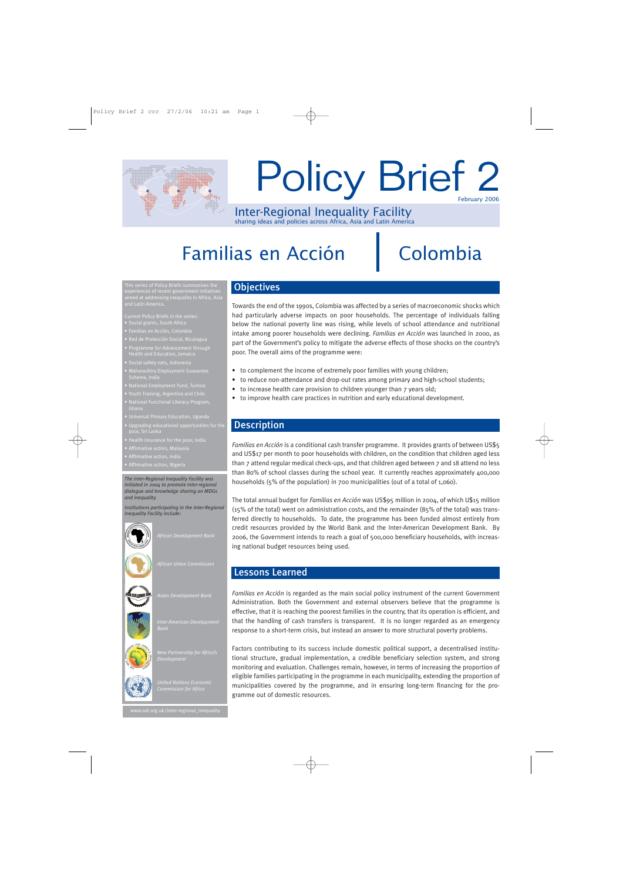# Policy Brief 2

February 2006

## Inter-Regional Inequality Facility

sharing ideas and policies across Africa, Asia and Latin America

# Familias en Acción | Colombia

This series of Policy Briefs summarises the experiences of recent government initiatives aimed at addressing inequality in Africa, Asia and Latin America.

Current Policy Briefs in the series:

- Social grants, South Africa
- Familias en Acción, Colombia
- Red de Protección Social, Nicaragua
- Programme for Advancement through Health and Education, Jamaica
- Social safety nets, Indonesia
- Maharashtra Employment Guarantee Scheme, India
- National Employment Fund, Tunisia
- Youth Training, Argentina and Chile
- National Functional Literacy Program, Ghana
- Universal Primary Education, Uganda
- Upgrading educational opportunities for the poor, Sri Lanka
- Health insurance for the poor, India
- Affirmative action, Malaysia
- Affirmative action, India
- Affirmative action, Nigeria

*The Inter-Regional Inequality Facility was initiated in 2004 to promote inter-regional dialogue and knowledge sharing on MDGs and inequality.*

*Institutions participating in the Inter-Regional Inequality Facility include:*

*African Development Bank*

*African Union Commission*

*Asian Development Bank*

*Inter-American Development Bank*

*New Partnership for Africa's Development*

*United Nations Economic Commission for Africa*

www.odi.org.uk/inter-regional_inequality

## Objectives

Towards the end of the 1990s, Colombia was affected by a series of macroeconomic shocks which had particularly adverse impacts on poor households. The percentage of individuals falling below the national poverty line was rising, while levels of school attendance and nutritional intake among poorer households were declining. *Familias en Acción* was launched in 2000, as part of the Government's policy to mitigate the adverse effects of those shocks on the country's poor. The overall aims of the programme were:

- to complement the income of extremely poor families with young children;
- to reduce non-attendance and drop-out rates among primary and high-school students;
- to increase health care provision to children younger than 7 years old;
- to improve health care practices in nutrition and early educational development.

## Description

*Familias en Acción* is a conditional cash transfer programme. It provides grants of between US$5 and US$17 per month to poor households with children, on the condition that children aged less than 7 attend regular medical check-ups, and that children aged between 7 and 18 attend no less than 80% of school classes during the school year. It currently reaches approximately 400,000 households (5% of the population) in 700 municipalities (out of a total of 1,060).

The total annual budget for *Familias en Acción* was US$95 million in 2004, of which U$15 million (15% of the total) went on administration costs, and the remainder (85% of the total) was transferred directly to households. To date, the programme has been funded almost entirely from credit resources provided by the World Bank and the Inter-American Development Bank. By 2006, the Government intends to reach a goal of 500,000 beneficiary households, with increasing national budget resources being used.

## Lessons Learned

*Familias en Acción* is regarded as the main social policy instrument of the current Government Administration. Both the Government and external observers believe that the programme is effective, that it is reaching the poorest families in the country, that its operation is efficient, and that the handling of cash transfers is transparent. It is no longer regarded as an emergency response to a short-term crisis, but instead an answer to more structural poverty problems.

Factors contributing to its success include domestic political support, a decentralised institutional structure, gradual implementation, a credible beneficiary selection system, and strong monitoring and evaluation. Challenges remain, however, in terms of increasing the proportion of eligible families participating in the programme in each municipality, extending the proportion of municipalities covered by the programme, and in ensuring long-term financing for the programme out of domestic resources.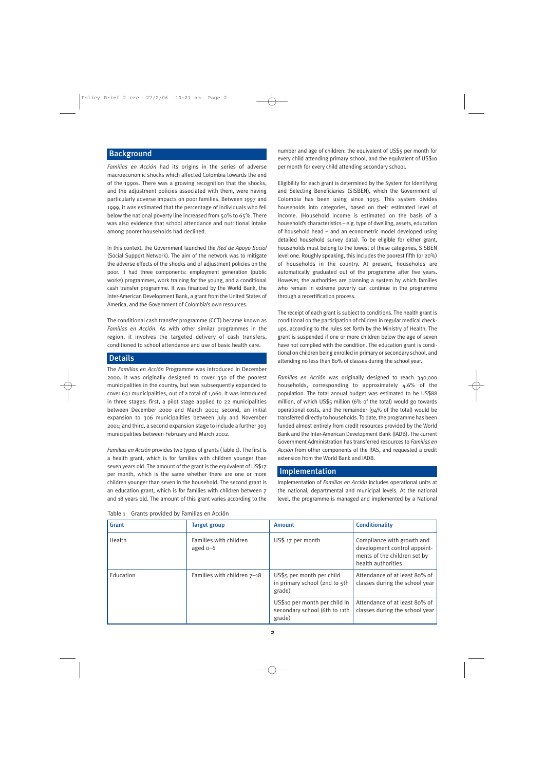## Background

*Familias en Acción* had its origins in the series of adverse macroeconomic shocks which affected Colombia towards the end of the 1990s. There was a growing recognition that the shocks, and the adjustment policies associated with them, were having particularly adverse impacts on poor families. Between 1997 and 1999, it was estimated that the percentage of individuals who fell below the national poverty line increased from 50% to 65%. There was also evidence that school attendance and nutritional intake among poorer households had declined.

In this context, the Government launched the *Red de Apoyo Social* (Social Support Network). The aim of the network was to mitigate the adverse effects of the shocks and of adjustment policies on the poor. It had three components: employment generation (public works) programmes, work training for the young, and a conditional cash transfer programme. It was financed by the World Bank, the Inter-American Development Bank, a grant from the United States of America, and the Government of Colombia's own resources.

The conditional cash transfer programme (CCT) became known as *Familias en Acción*. As with other similar programmes in the region, it involves the targeted delivery of cash transfers, conditioned to school attendance and use of basic health care.

## Details

The *Familias en Acción* Programme was introduced in December 2000. It was originally designed to cover 350 of the poorest municipalities in the country, but was subsequently expanded to cover 631 municipalities, out of a total of 1,060. It was introduced in three stages: first, a pilot stage applied to 22 municipalities between December 2000 and March 2001; second, an initial expansion to 306 municipalities between July and November 2001; and third, a second expansion stage to include a further 303 municipalities between February and March 2002.

*Familias en Acción* provides two types of grants (Table 1). The first is a health grant, which is for families with children younger than seven years old. The amount of the grant is the equivalent of US$17 per month, which is the same whether there are one or more children younger than seven in the household. The second grant is an education grant, which is for families with children between 7 and 18 years old. The amount of this grant varies according to the number and age of children: the equivalent of US$5 per month for every child attending primary school, and the equivalent of US$10 per month for every child attending secondary school.

Eligibility for each grant is determined by the System for Identifying and Selecting Beneficiaries (SISBEN), which the Government of Colombia has been using since 1993. This system divides households into categories, based on their estimated level of income. (Household income is estimated on the basis of a household's characteristics – e.g. type of dwelling, assets, education of household head – and an econometric model developed using detailed household survey data). To be eligible for either grant, households must belong to the lowest of these categories, SISBEN level one. Roughly speaking, this includes the poorest fifth (or 20%) of households in the country. At present, households are automatically graduated out of the programme after five years. However, the authorities are planning a system by which families who remain in extreme poverty can continue in the programme through a recertification process.

The receipt of each grant is subject to conditions. The health grant is conditional on the participation of children in regular medical check-ups, according to the rules set forth by the Ministry of Health. The grant is suspended if one or more children below the age of seven have not complied with the condition. The education grant is conditional on children being enrolled in primary or secondary school, and attending no less than 80% of classes during the school year.

*Familias en Acción* was originally designed to reach 340,000 households, corresponding to approximately 4.6% of the population. The total annual budget was estimated to be US$88 million, of which US$5 million (6% of the total) would go towards operational costs, and the remainder (94% of the total) would be transferred directly to households. To date, the programme has been funded almost entirely from credit resources provided by the World Bank and the Inter-American Development Bank (IADB). The current Government Administration has transferred resources to *Familias en Acción* from other components of the RAS, and requested a credit extension from the World Bank and IADB.

## Implementation

Implementation of *Familias en Acción* includes operational units at the national, departmental and municipal levels. At the national level, the programme is managed and implemented by a National

Table 1 Grants provided by Familias en Acción

| Grant | Target group | Amount | Conditionality |
|---|---|---|---|
| Health | Families with children aged 0–6 | US$ 17 per month | Compliance with growth and development control appointments of the children set by health authorities |
| Education | Families with children 7–18 | US$5 per month per child in primary school (2nd to 5th grade) | Attendance of at least 80% of classes during the school year |
| | | US$10 per month per child in secondary school (6th to 11th grade) | Attendance of at least 80% of classes during the school year |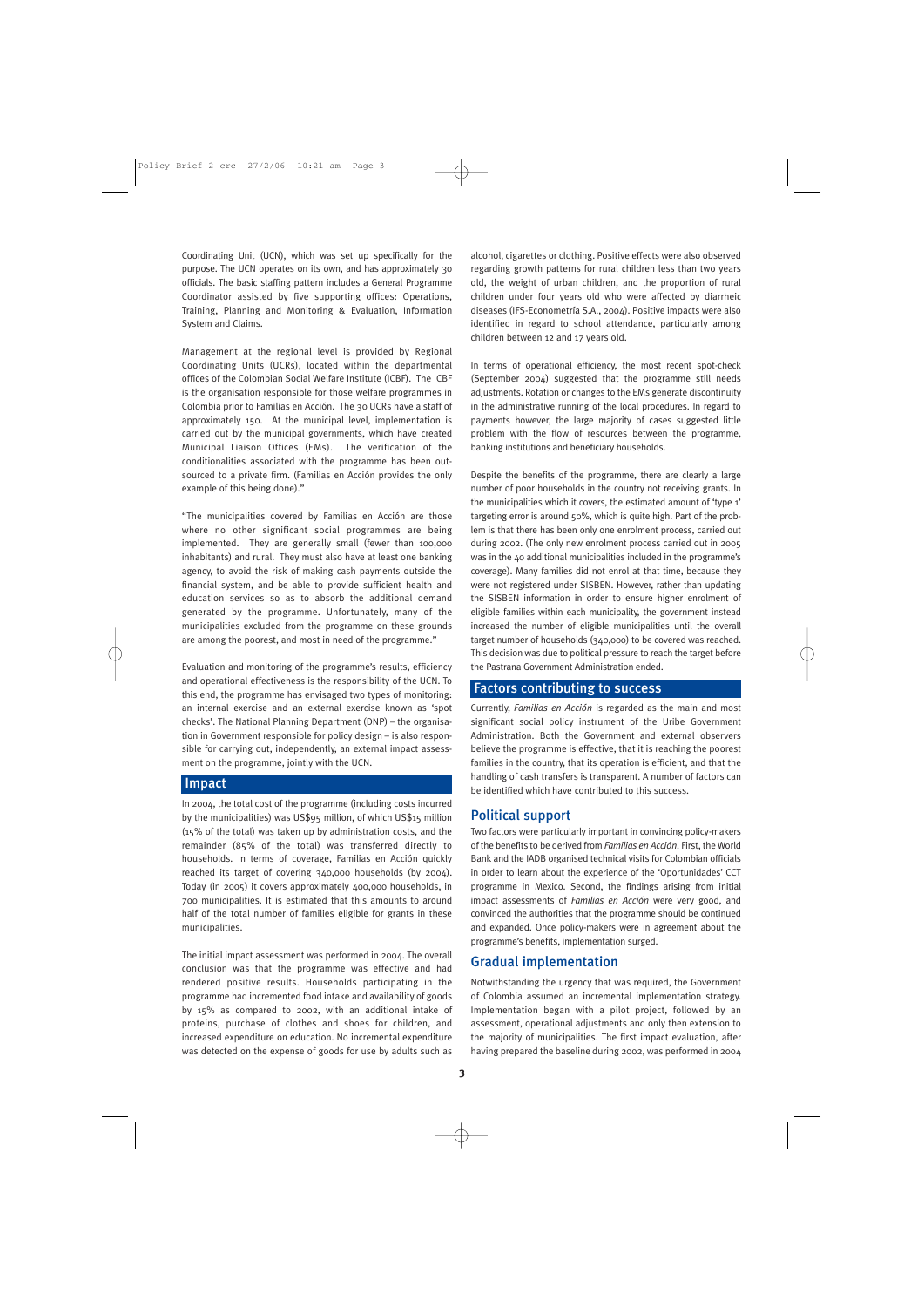Coordinating Unit (UCN), which was set up specifically for the purpose. The UCN operates on its own, and has approximately 30 officials. The basic staffing pattern includes a General Programme Coordinator assisted by five supporting offices: Operations, Training, Planning and Monitoring & Evaluation, Information System and Claims.

Management at the regional level is provided by Regional Coordinating Units (UCRs), located within the departmental offices of the Colombian Social Welfare Institute (ICBF). The ICBF is the organisation responsible for those welfare programmes in Colombia prior to Familias en Acción. The 30 UCRs have a staff of approximately 150. At the municipal level, implementation is carried out by the municipal governments, which have created Municipal Liaison Offices (EMs). The verification of the conditionalities associated with the programme has been outsourced to a private firm. (Familias en Acción provides the only example of this being done)."

"The municipalities covered by Familias en Acción are those where no other significant social programmes are being implemented. They are generally small (fewer than 100,000 inhabitants) and rural. They must also have at least one banking agency, to avoid the risk of making cash payments outside the financial system, and be able to provide sufficient health and education services so as to absorb the additional demand generated by the programme. Unfortunately, many of the municipalities excluded from the programme on these grounds are among the poorest, and most in need of the programme."

Evaluation and monitoring of the programme's results, efficiency and operational effectiveness is the responsibility of the UCN. To this end, the programme has envisaged two types of monitoring: an internal exercise and an external exercise known as 'spot checks'. The National Planning Department (DNP) – the organisation in Government responsible for policy design – is also responsible for carrying out, independently, an external impact assessment on the programme, jointly with the UCN.

## Impact

In 2004, the total cost of the programme (including costs incurred by the municipalities) was US$95 million, of which US$15 million (15% of the total) was taken up by administration costs, and the remainder (85% of the total) was transferred directly to households. In terms of coverage, Familias en Acción quickly reached its target of covering 340,000 households (by 2004). Today (in 2005) it covers approximately 400,000 households, in 700 municipalities. It is estimated that this amounts to around half of the total number of families eligible for grants in these municipalities.

The initial impact assessment was performed in 2004. The overall conclusion was that the programme was effective and had rendered positive results. Households participating in the programme had incremented food intake and availability of goods by 15% as compared to 2002, with an additional intake of proteins, purchase of clothes and shoes for children, and increased expenditure on education. No incremental expenditure was detected on the expense of goods for use by adults such as alcohol, cigarettes or clothing. Positive effects were also observed regarding growth patterns for rural children less than two years old, the weight of urban children, and the proportion of rural children under four years old who were affected by diarrheic diseases (IFS-Econometría S.A., 2004). Positive impacts were also identified in regard to school attendance, particularly among children between 12 and 17 years old.

In terms of operational efficiency, the most recent spot-check (September 2004) suggested that the programme still needs adjustments. Rotation or changes to the EMs generate discontinuity in the administrative running of the local procedures. In regard to payments however, the large majority of cases suggested little problem with the flow of resources between the programme, banking institutions and beneficiary households.

Despite the benefits of the programme, there are clearly a large number of poor households in the country not receiving grants. In the municipalities which it covers, the estimated amount of 'type 1' targeting error is around 50%, which is quite high. Part of the problem is that there has been only one enrolment process, carried out during 2002. (The only new enrolment process carried out in 2005 was in the 40 additional municipalities included in the programme's coverage). Many families did not enrol at that time, because they were not registered under SISBEN. However, rather than updating the SISBEN information in order to ensure higher enrolment of eligible families within each municipality, the government instead increased the number of eligible municipalities until the overall target number of households (340,000) to be covered was reached. This decision was due to political pressure to reach the target before the Pastrana Government Administration ended.

## Factors contributing to success

Currently, *Familias en Acción* is regarded as the main and most significant social policy instrument of the Uribe Government Administration. Both the Government and external observers believe the programme is effective, that it is reaching the poorest families in the country, that its operation is efficient, and that the handling of cash transfers is transparent. A number of factors can be identified which have contributed to this success.

### Political support

Two factors were particularly important in convincing policy-makers of the benefits to be derived from *Familias en Acción*. First, the World Bank and the IADB organised technical visits for Colombian officials in order to learn about the experience of the 'Oportunidades' CCT programme in Mexico. Second, the findings arising from initial impact assessments of *Familias en Acción* were very good, and convinced the authorities that the programme should be continued and expanded. Once policy-makers were in agreement about the programme's benefits, implementation surged.

### Gradual implementation

Notwithstanding the urgency that was required, the Government of Colombia assumed an incremental implementation strategy. Implementation began with a pilot project, followed by an assessment, operational adjustments and only then extension to the majority of municipalities. The first impact evaluation, after having prepared the baseline during 2002, was performed in 2004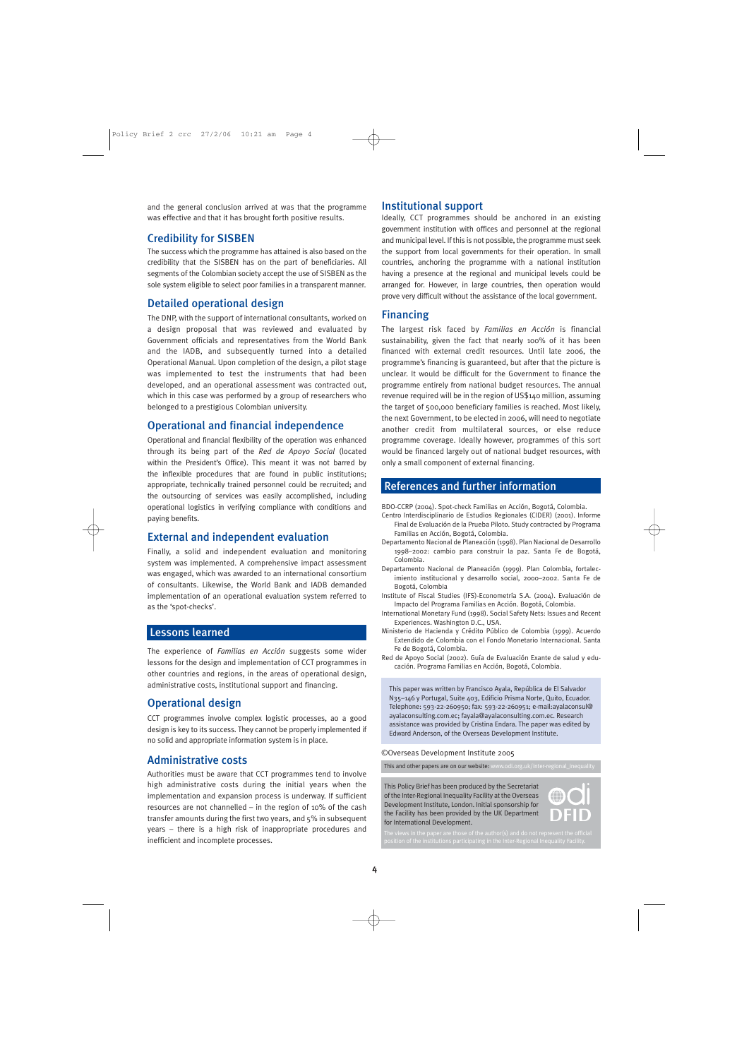and the general conclusion arrived at was that the programme was effective and that it has brought forth positive results.

### Credibility for SISBEN

The success which the programme has attained is also based on the credibility that the SISBEN has on the part of beneficiaries. All segments of the Colombian society accept the use of SISBEN as the sole system eligible to select poor families in a transparent manner.

### Detailed operational design

The DNP, with the support of international consultants, worked on a design proposal that was reviewed and evaluated by Government officials and representatives from the World Bank and the IADB, and subsequently turned into a detailed Operational Manual. Upon completion of the design, a pilot stage was implemented to test the instruments that had been developed, and an operational assessment was contracted out, which in this case was performed by a group of researchers who belonged to a prestigious Colombian university.

### Operational and financial independence

Operational and financial flexibility of the operation was enhanced through its being part of the *Red de Apoyo Social* (located within the President's Office). This meant it was not barred by the inflexible procedures that are found in public institutions; appropriate, technically trained personnel could be recruited; and the outsourcing of services was easily accomplished, including operational logistics in verifying compliance with conditions and paying benefits.

### External and independent evaluation

Finally, a solid and independent evaluation and monitoring system was implemented. A comprehensive impact assessment was engaged, which was awarded to an international consortium of consultants. Likewise, the World Bank and IADB demanded implementation of an operational evaluation system referred to as the 'spot-checks'.

## Lessons learned

The experience of *Familias en Acción* suggests some wider lessons for the design and implementation of CCT programmes in other countries and regions, in the areas of operational design, administrative costs, institutional support and financing.

### Operational design

CCT programmes involve complex logistic processes, ao a good design is key to its success. They cannot be properly implemented if no solid and appropriate information system is in place.

### Administrative costs

Authorities must be aware that CCT programmes tend to involve high administrative costs during the initial years when the implementation and expansion process is underway. If sufficient resources are not channelled – in the region of 10% of the cash transfer amounts during the first two years, and 5% in subsequent years – there is a high risk of inappropriate procedures and inefficient and incomplete processes.

### Institutional support

Ideally, CCT programmes should be anchored in an existing government institution with offices and personnel at the regional and municipal level. If this is not possible, the programme must seek the support from local governments for their operation. In small countries, anchoring the programme with a national institution having a presence at the regional and municipal levels could be arranged for. However, in large countries, then operation would prove very difficult without the assistance of the local government.

### Financing

The largest risk faced by *Familias en Acción* is financial sustainability, given the fact that nearly 100% of it has been financed with external credit resources. Until late 2006, the programme's financing is guaranteed, but after that the picture is unclear. It would be difficult for the Government to finance the programme entirely from national budget resources. The annual revenue required will be in the region of US$140 million, assuming the target of 500,000 beneficiary families is reached. Most likely, the next Government, to be elected in 2006, will need to negotiate another credit from multilateral sources, or else reduce programme coverage. Ideally however, programmes of this sort would be financed largely out of national budget resources, with only a small component of external financing.

## References and further information

BDO-CCRP (2004). Spot-check Familias en Acción, Bogotá, Colombia.

Centro Interdisciplinario de Estudios Regionales (CIDER) (2001). Informe Final de Evaluación de la Prueba Piloto. Study contracted by Programa Familias en Acción, Bogotá, Colombia.

Departamento Nacional de Planeación (1998). Plan Nacional de Desarrollo 1998–2002: cambio para construir la paz. Santa Fe de Bogotá, Colombia.

Departamento Nacional de Planeación (1999). Plan Colombia, fortalecimiento institucional y desarrollo social, 2000–2002. Santa Fe de Bogotá, Colombia

Institute of Fiscal Studies (IFS)-Econometría S.A. (2004). Evaluación de Impacto del Programa Familias en Acción. Bogotá, Colombia.

International Monetary Fund (1998). Social Safety Nets: Issues and Recent Experiences. Washington D.C., USA.

Ministerio de Hacienda y Crédito Público de Colombia (1999). Acuerdo Extendido de Colombia con el Fondo Monetario Internacional. Santa Fe de Bogotá, Colombia.

Red de Apoyo Social (2002). Guía de Evaluación Exante de salud y educación. Programa Familias en Acción, Bogotá, Colombia.

This paper was written by Francisco Ayala, República de El Salvador N35–146 y Portugal, Suite 403, Edificio Prisma Norte, Quito, Ecuador. Telephone: 593-22-260950; fax: 593-22-260951; e-mail:ayalaconsul@ayalaconsulting.com.ec; fayala@ayalaconsulting.com.ec. Research assistance was provided by Cristina Endara. The paper was edited by Edward Anderson, of the Overseas Development Institute.

©Overseas Development Institute 2005

This and other papers are on our website: www.odi.org.uk/inter-regional_inequality

This Policy Brief has been produced by the Secretariat of the Inter-Regional Inequality Facility at the Overseas Development Institute, London. Initial sponsorship for the Facility has been provided by the UK Department for International Development.

The views in the paper are those of the author(s) and do not represent the official position of the institutions participating in the Inter-Regional Inequality Facility.